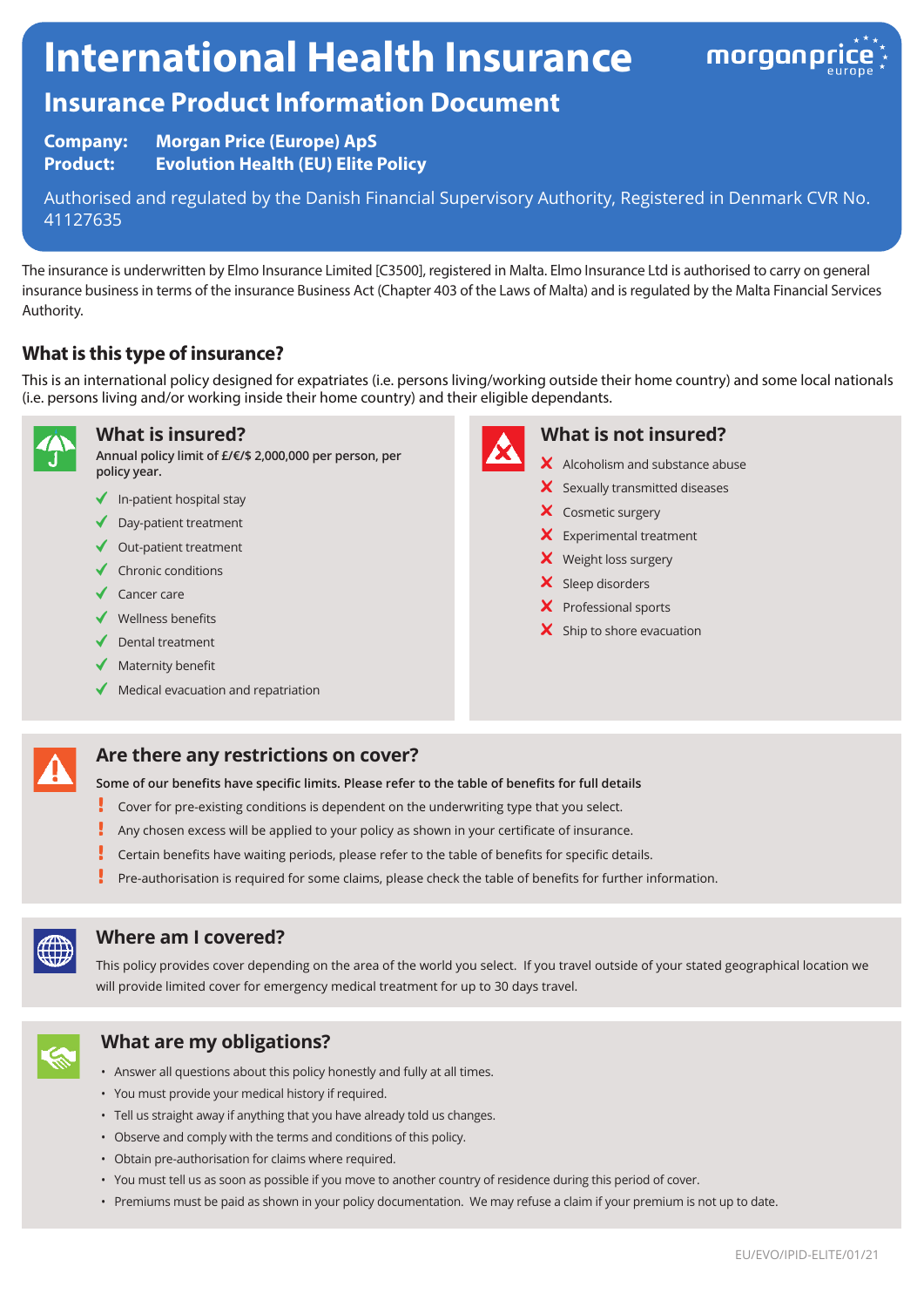# International Health Insurance

## Insurance Product Information Document

**Company:** Morgan Price (Europe) ApS
**Product:** Evolution Health (EU) Elite Policy

Authorised and regulated by the Danish Financial Supervisory Authority, Registered in Denmark CVR No. 41127635

The insurance is underwritten by Elmo Insurance Limited [C3500], registered in Malta. Elmo Insurance Ltd is authorised to carry on general insurance business in terms of the insurance Business Act (Chapter 403 of the Laws of Malta) and is regulated by the Malta Financial Services Authority.

### What is this type of insurance?

This is an international policy designed for expatriates (i.e. persons living/working outside their home country) and some local nationals (i.e. persons living and/or working inside their home country) and their eligible dependants.

### What is insured?

**Annual policy limit of £/€/$ 2,000,000 per person, per policy year.**

- ✓ In-patient hospital stay
- ✓ Day-patient treatment
- ✓ Out-patient treatment
- ✓ Chronic conditions
- ✓ Cancer care
- ✓ Wellness benefits
- ✓ Dental treatment
- ✓ Maternity benefit
- ✓ Medical evacuation and repatriation

### What is not insured?

- ✗ Alcoholism and substance abuse
- ✗ Sexually transmitted diseases
- ✗ Cosmetic surgery
- ✗ Experimental treatment
- ✗ Weight loss surgery
- ✗ Sleep disorders
- ✗ Professional sports
- ✗ Ship to shore evacuation

### Are there any restrictions on cover?

**Some of our benefits have specific limits. Please refer to the table of benefits for full details**

- ! Cover for pre-existing conditions is dependent on the underwriting type that you select.
- ! Any chosen excess will be applied to your policy as shown in your certificate of insurance.
- ! Certain benefits have waiting periods, please refer to the table of benefits for specific details.
- ! Pre-authorisation is required for some claims, please check the table of benefits for further information.

### Where am I covered?

This policy provides cover depending on the area of the world you select. If you travel outside of your stated geographical location we will provide limited cover for emergency medical treatment for up to 30 days travel.

### What are my obligations?

- Answer all questions about this policy honestly and fully at all times.
- You must provide your medical history if required.
- Tell us straight away if anything that you have already told us changes.
- Observe and comply with the terms and conditions of this policy.
- Obtain pre-authorisation for claims where required.
- You must tell us as soon as possible if you move to another country of residence during this period of cover.
- Premiums must be paid as shown in your policy documentation. We may refuse a claim if your premium is not up to date.

EU/EVO/IPID-ELITE/01/21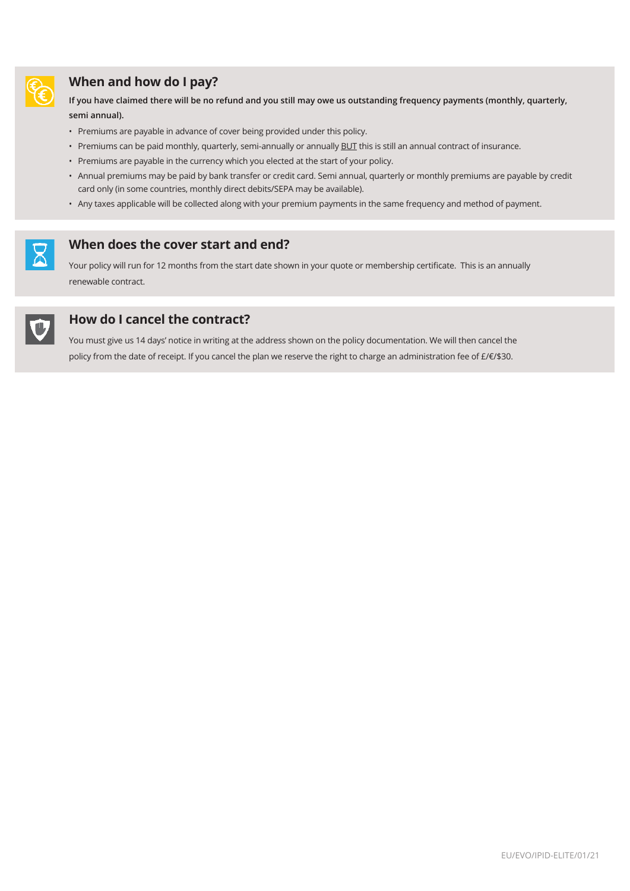## When and how do I pay?

**If you have claimed there will be no refund and you still may owe us outstanding frequency payments (monthly, quarterly, semi annual).**

- Premiums are payable in advance of cover being provided under this policy.
- Premiums can be paid monthly, quarterly, semi-annually or annually BUT this is still an annual contract of insurance.
- Premiums are payable in the currency which you elected at the start of your policy.
- Annual premiums may be paid by bank transfer or credit card. Semi annual, quarterly or monthly premiums are payable by credit card only (in some countries, monthly direct debits/SEPA may be available).
- Any taxes applicable will be collected along with your premium payments in the same frequency and method of payment.

## When does the cover start and end?

Your policy will run for 12 months from the start date shown in your quote or membership certificate. This is an annually renewable contract.

## How do I cancel the contract?

You must give us 14 days' notice in writing at the address shown on the policy documentation. We will then cancel the policy from the date of receipt. If you cancel the plan we reserve the right to charge an administration fee of £/€/$30.

EU/EVO/IPID-ELITE/01/21